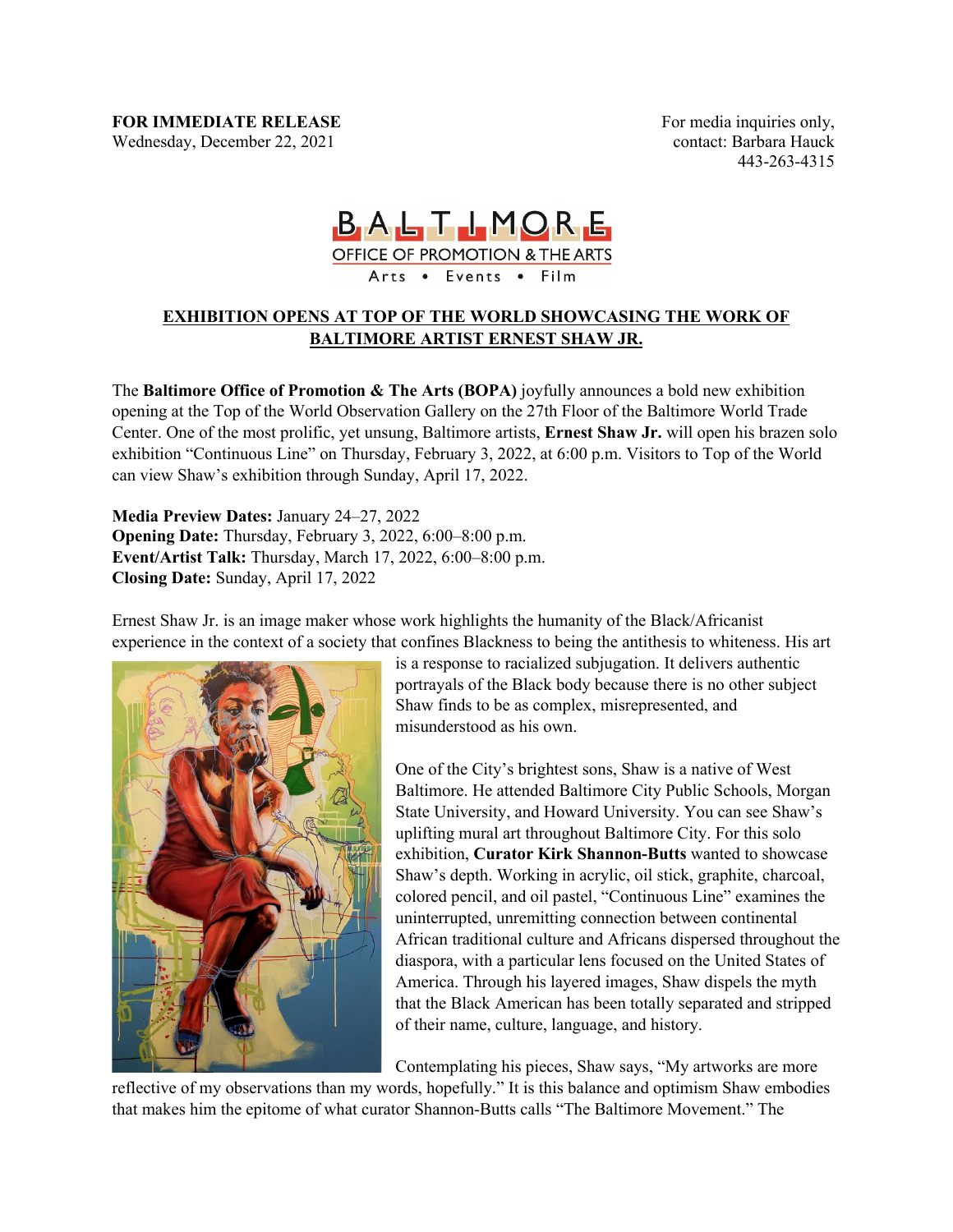**FOR IMMEDIATE RELEASE**
Wednesday, December 22, 2021

For media inquiries only,
contact: Barbara Hauck
443-263-4315

BALTIMORE OFFICE OF PROMOTION & THE ARTS
Arts • Events • Film

## EXHIBITION OPENS AT TOP OF THE WORLD SHOWCASING THE WORK OF BALTIMORE ARTIST ERNEST SHAW JR.

The **Baltimore Office of Promotion & The Arts (BOPA)** joyfully announces a bold new exhibition opening at the Top of the World Observation Gallery on the 27th Floor of the Baltimore World Trade Center. One of the most prolific, yet unsung, Baltimore artists, **Ernest Shaw Jr.** will open his brazen solo exhibition "Continuous Line" on Thursday, February 3, 2022, at 6:00 p.m. Visitors to Top of the World can view Shaw's exhibition through Sunday, April 17, 2022.

**Media Preview Dates:** January 24–27, 2022
**Opening Date:** Thursday, February 3, 2022, 6:00–8:00 p.m.
**Event/Artist Talk:** Thursday, March 17, 2022, 6:00–8:00 p.m.
**Closing Date:** Sunday, April 17, 2022

Ernest Shaw Jr. is an image maker whose work highlights the humanity of the Black/Africanist experience in the context of a society that confines Blackness to being the antithesis to whiteness. His art is a response to racialized subjugation. It delivers authentic portrayals of the Black body because there is no other subject Shaw finds to be as complex, misrepresented, and misunderstood as his own.

One of the City's brightest sons, Shaw is a native of West Baltimore. He attended Baltimore City Public Schools, Morgan State University, and Howard University. You can see Shaw's uplifting mural art throughout Baltimore City. For this solo exhibition, **Curator Kirk Shannon-Butts** wanted to showcase Shaw's depth. Working in acrylic, oil stick, graphite, charcoal, colored pencil, and oil pastel, "Continuous Line" examines the uninterrupted, unremitting connection between continental African traditional culture and Africans dispersed throughout the diaspora, with a particular lens focused on the United States of America. Through his layered images, Shaw dispels the myth that the Black American has been totally separated and stripped of their name, culture, language, and history.

Contemplating his pieces, Shaw says, "My artworks are more reflective of my observations than my words, hopefully." It is this balance and optimism Shaw embodies that makes him the epitome of what curator Shannon-Butts calls "The Baltimore Movement." The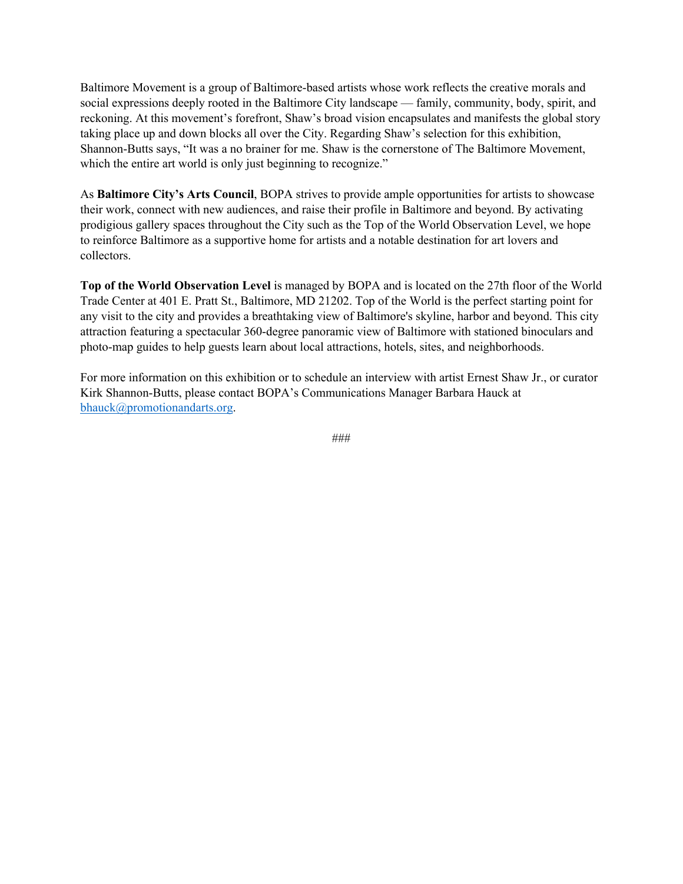Baltimore Movement is a group of Baltimore-based artists whose work reflects the creative morals and social expressions deeply rooted in the Baltimore City landscape — family, community, body, spirit, and reckoning. At this movement's forefront, Shaw's broad vision encapsulates and manifests the global story taking place up and down blocks all over the City. Regarding Shaw's selection for this exhibition, Shannon-Butts says, "It was a no brainer for me. Shaw is the cornerstone of The Baltimore Movement, which the entire art world is only just beginning to recognize."

As **Baltimore City's Arts Council**, BOPA strives to provide ample opportunities for artists to showcase their work, connect with new audiences, and raise their profile in Baltimore and beyond. By activating prodigious gallery spaces throughout the City such as the Top of the World Observation Level, we hope to reinforce Baltimore as a supportive home for artists and a notable destination for art lovers and collectors.

**Top of the World Observation Level** is managed by BOPA and is located on the 27th floor of the World Trade Center at 401 E. Pratt St., Baltimore, MD 21202. Top of the World is the perfect starting point for any visit to the city and provides a breathtaking view of Baltimore's skyline, harbor and beyond. This city attraction featuring a spectacular 360-degree panoramic view of Baltimore with stationed binoculars and photo-map guides to help guests learn about local attractions, hotels, sites, and neighborhoods.

For more information on this exhibition or to schedule an interview with artist Ernest Shaw Jr., or curator Kirk Shannon-Butts, please contact BOPA's Communications Manager Barbara Hauck at [bhauck@promotionandarts.org](mailto:bhauck@promotionandarts.org).

###